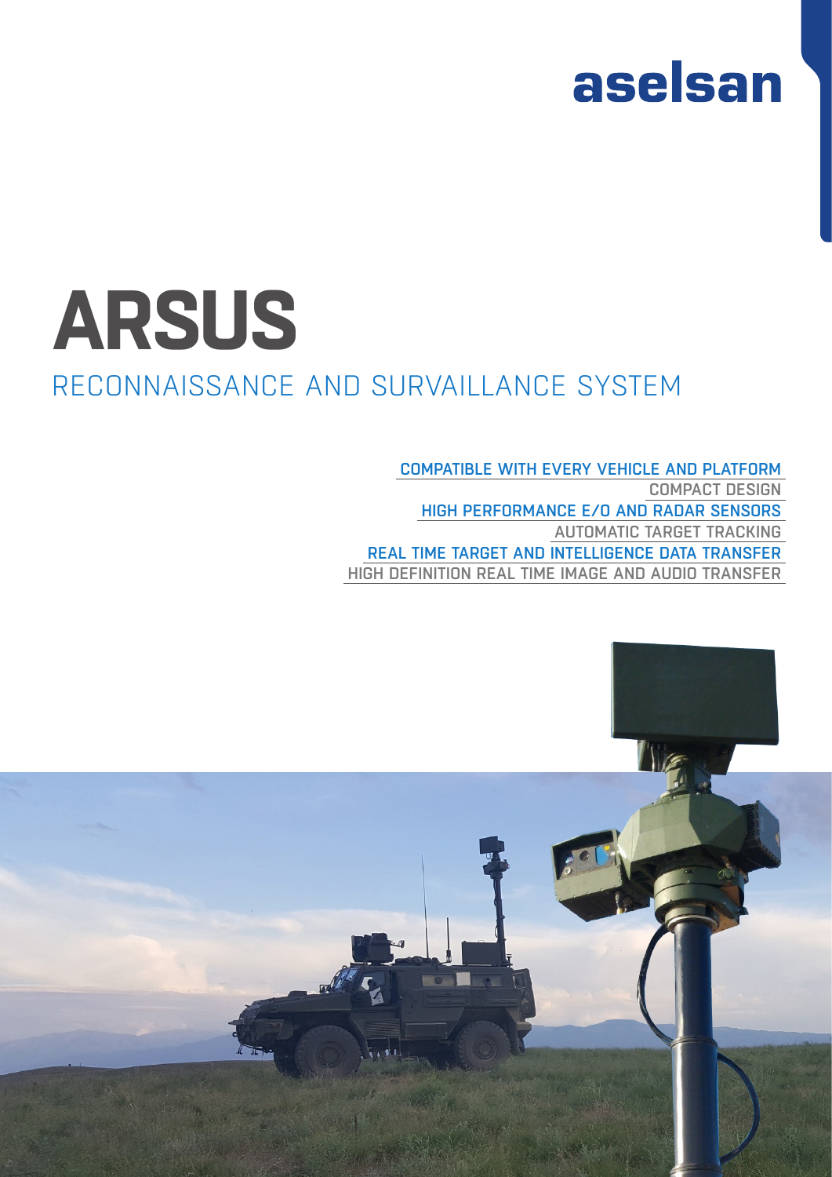aselsan

# ARSUS

## RECONNAISSANCE AND SURVAILLANCE SYSTEM

- COMPATIBLE WITH EVERY VEHICLE AND PLATFORM
- COMPACT DESIGN
- HIGH PERFORMANCE E/O AND RADAR SENSORS
- AUTOMATIC TARGET TRACKING
- REAL TIME TARGET AND INTELLIGENCE DATA TRANSFER
- HIGH DEFINITION REAL TIME IMAGE AND AUDIO TRANSFER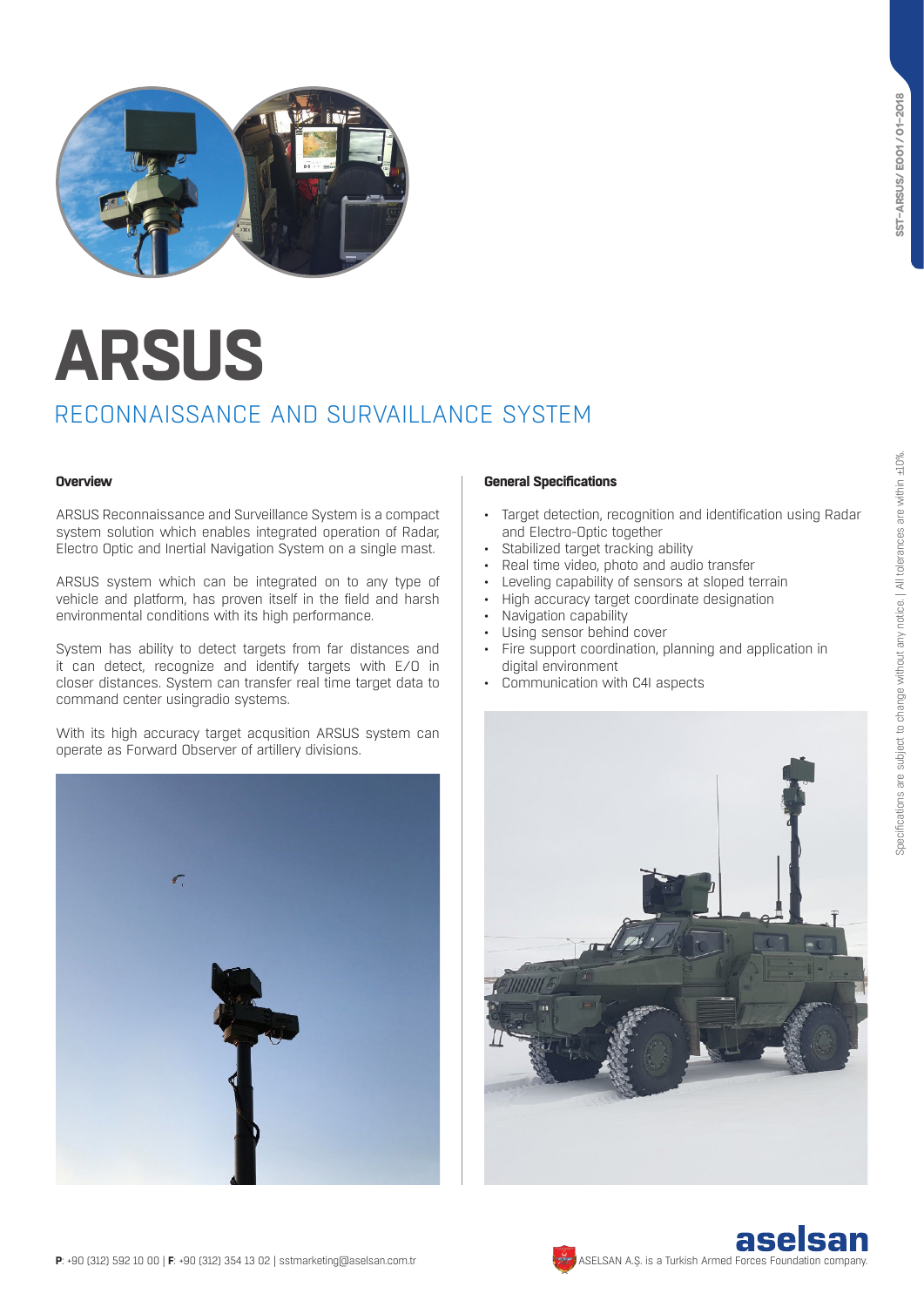# ARSUS

## RECONNAISSANCE AND SURVAILLANCE SYSTEM

**Overview**

ARSUS Reconnaissance and Surveillance System is a compact system solution which enables integrated operation of Radar, Electro Optic and Inertial Navigation System on a single mast.

ARSUS system which can be integrated on to any type of vehicle and platform, has proven itself in the field and harsh environmental conditions with its high performance.

System has ability to detect targets from far distances and it can detect, recognize and identify targets with E/O in closer distances. System can transfer real time target data to command center usingradio systems.

With its high accuracy target acqusition ARSUS system can operate as Forward Observer of artillery divisions.

**General Specifications**

- Target detection, recognition and identification using Radar and Electro-Optic together
- Stabilized target tracking ability
- Real time video, photo and audio transfer
- Leveling capability of sensors at sloped terrain
- High accuracy target coordinate designation
- Navigation capability
- Using sensor behind cover
- Fire support coordination, planning and application in digital environment
- Communication with C4I aspects

Specifications are subject to change without any notice. | All tolerances are within ±10%.

SST-ARSUS/ E001 / 01-2018

**P**: +90 (312) 592 10 00 | **F**: +90 (312) 354 13 02 | sstmarketing@aselsan.com.tr

aselsan

ASELSAN A.Ş. is a Turkish Armed Forces Foundation company.